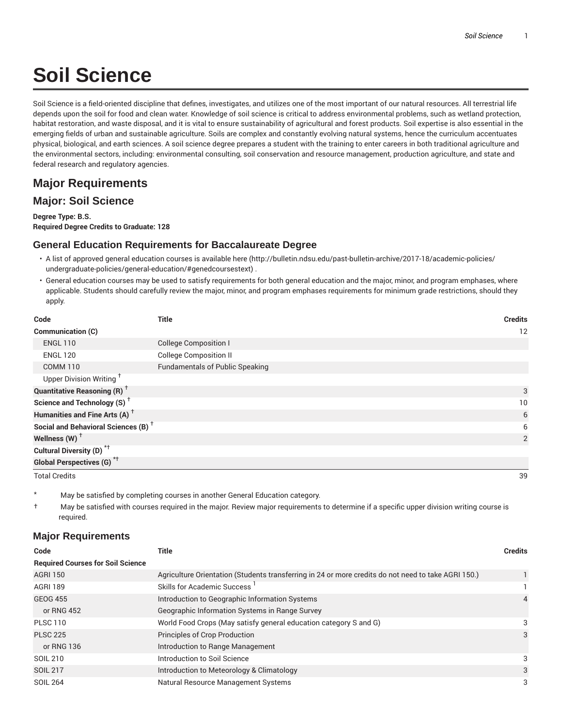# Soil Science

Soil Science is a field-oriented discipline that defines, investigates, and utilizes one of the most important of our natural resources. All terrestrial life depends upon the soil for food and clean water. Knowledge of soil science is critical to address environmental problems, such as wetland protection, habitat restoration, and waste disposal, and it is vital to ensure sustainability of agricultural and forest products. Soil expertise is also essential in the emerging fields of urban and sustainable agriculture. Soils are complex and constantly evolving natural systems, hence the curriculum accentuates physical, biological, and earth sciences. A soil science degree prepares a student with the training to enter careers in both traditional agriculture and the environmental sectors, including: environmental consulting, soil conservation and resource management, production agriculture, and state and federal research and regulatory agencies.

## Major Requirements

## Major: Soil Science

**Degree Type: B.S.**
**Required Degree Credits to Graduate: 128**

### General Education Requirements for Baccalaureate Degree

- A list of approved general education courses is available here (http://bulletin.ndsu.edu/past-bulletin-archive/2017-18/academic-policies/undergraduate-policies/general-education/#genedcoursestext) .
- General education courses may be used to satisfy requirements for both general education and the major, minor, and program emphases, where applicable. Students should carefully review the major, minor, and program emphases requirements for minimum grade restrictions, should they apply.

| Code | Title | Credits |
|---|---|---|
| **Communication (C)** | | 12 |
| ENGL 110 | College Composition I | |
| ENGL 120 | College Composition II | |
| COMM 110 | Fundamentals of Public Speaking | |
| Upper Division Writing † | | |
| **Quantitative Reasoning (R) †** | | 3 |
| **Science and Technology (S) †** | | 10 |
| **Humanities and Fine Arts (A) †** | | 6 |
| **Social and Behavioral Sciences (B) †** | | 6 |
| **Wellness (W) †** | | 2 |
| **Cultural Diversity (D) *†** | | |
| **Global Perspectives (G) *†** | | |
| Total Credits | | 39 |

\* May be satisfied by completing courses in another General Education category.

† May be satisfied with courses required in the major. Review major requirements to determine if a specific upper division writing course is required.

### Major Requirements

| Code | Title | Credits |
|---|---|---|
| **Required Courses for Soil Science** | | |
| AGRI 150 | Agriculture Orientation (Students transferring in 24 or more credits do not need to take AGRI 150.) | 1 |
| AGRI 189 | Skills for Academic Success [1] | 1 |
| GEOG 455 | Introduction to Geographic Information Systems | 4 |
| or RNG 452 | Geographic Information Systems in Range Survey | |
| PLSC 110 | World Food Crops (May satisfy general education category S and G) | 3 |
| PLSC 225 | Principles of Crop Production | 3 |
| or RNG 136 | Introduction to Range Management | |
| SOIL 210 | Introduction to Soil Science | 3 |
| SOIL 217 | Introduction to Meteorology & Climatology | 3 |
| SOIL 264 | Natural Resource Management Systems | 3 |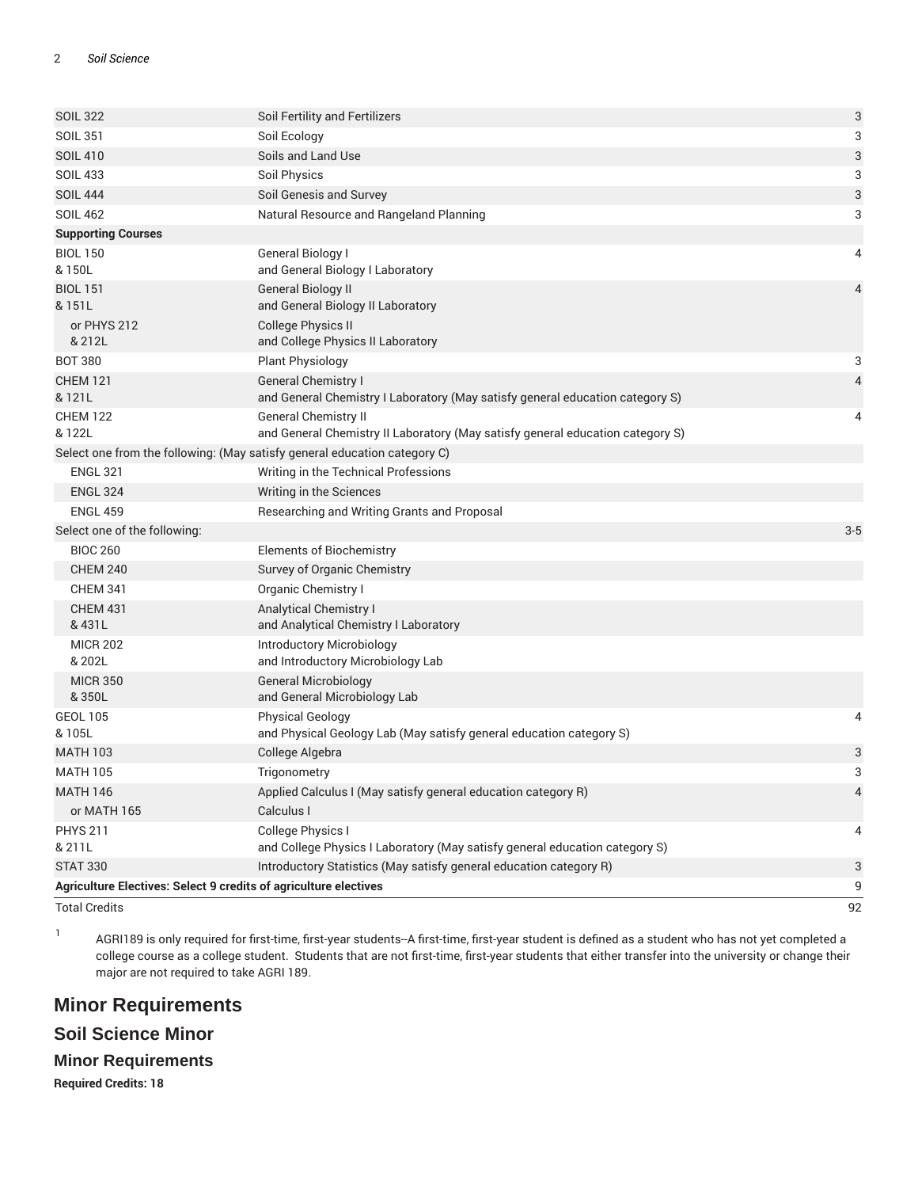| | | |
|---|---|---|
| SOIL 322 | Soil Fertility and Fertilizers | 3 |
| SOIL 351 | Soil Ecology | 3 |
| SOIL 410 | Soils and Land Use | 3 |
| SOIL 433 | Soil Physics | 3 |
| SOIL 444 | Soil Genesis and Survey | 3 |
| SOIL 462 | Natural Resource and Rangeland Planning | 3 |
| **Supporting Courses** | | |
| BIOL 150<br>& 150L | General Biology I<br>and General Biology I Laboratory | 4 |
| BIOL 151<br>& 151L | General Biology II<br>and General Biology II Laboratory | 4 |
| or PHYS 212<br>& 212L | College Physics II<br>and College Physics II Laboratory | |
| BOT 380 | Plant Physiology | 3 |
| CHEM 121<br>& 121L | General Chemistry I<br>and General Chemistry I Laboratory (May satisfy general education category S) | 4 |
| CHEM 122<br>& 122L | General Chemistry II<br>and General Chemistry II Laboratory (May satisfy general education category S) | 4 |
| Select one from the following: (May satisfy general education category C) | | |
| ENGL 321 | Writing in the Technical Professions | |
| ENGL 324 | Writing in the Sciences | |
| ENGL 459 | Researching and Writing Grants and Proposal | |
| Select one of the following: | | 3-5 |
| BIOC 260 | Elements of Biochemistry | |
| CHEM 240 | Survey of Organic Chemistry | |
| CHEM 341 | Organic Chemistry I | |
| CHEM 431<br>& 431L | Analytical Chemistry I<br>and Analytical Chemistry I Laboratory | |
| MICR 202<br>& 202L | Introductory Microbiology<br>and Introductory Microbiology Lab | |
| MICR 350<br>& 350L | General Microbiology<br>and General Microbiology Lab | |
| GEOL 105<br>& 105L | Physical Geology<br>and Physical Geology Lab (May satisfy general education category S) | 4 |
| MATH 103 | College Algebra | 3 |
| MATH 105 | Trigonometry | 3 |
| MATH 146 | Applied Calculus I (May satisfy general education category R) | 4 |
| or MATH 165 | Calculus I | |
| PHYS 211<br>& 211L | College Physics I<br>and College Physics I Laboratory (May satisfy general education category S) | 4 |
| STAT 330 | Introductory Statistics (May satisfy general education category R) | 3 |
| **Agriculture Electives: Select 9 credits of agriculture electives** | | 9 |
| Total Credits | | 92 |

[1] AGRI189 is only required for first-time, first-year students--A first-time, first-year student is defined as a student who has not yet completed a college course as a college student. Students that are not first-time, first-year students that either transfer into the university or change their major are not required to take AGRI 189.

# Minor Requirements

## Soil Science Minor

### Minor Requirements

**Required Credits: 18**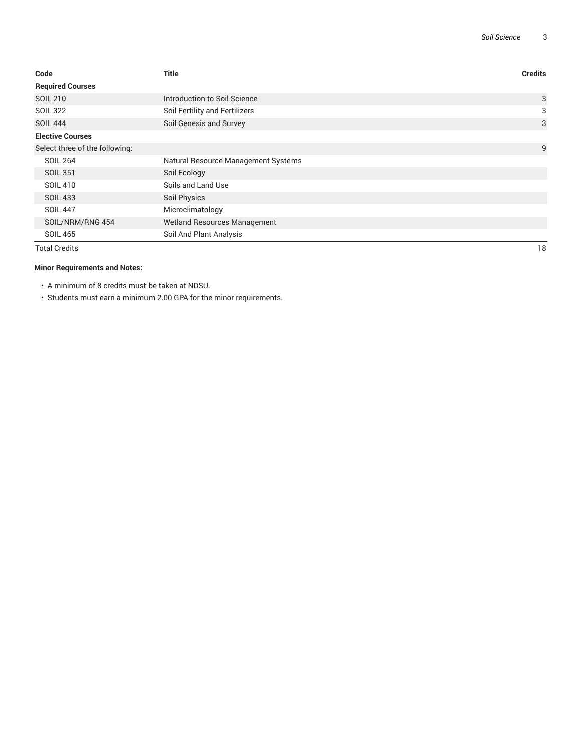| Code | Title | Credits |
| --- | --- | --- |
| **Required Courses** | | |
| SOIL 210 | Introduction to Soil Science | 3 |
| SOIL 322 | Soil Fertility and Fertilizers | 3 |
| SOIL 444 | Soil Genesis and Survey | 3 |
| **Elective Courses** | | |
| Select three of the following: | | 9 |
| SOIL 264 | Natural Resource Management Systems | |
| SOIL 351 | Soil Ecology | |
| SOIL 410 | Soils and Land Use | |
| SOIL 433 | Soil Physics | |
| SOIL 447 | Microclimatology | |
| SOIL/NRM/RNG 454 | Wetland Resources Management | |
| SOIL 465 | Soil And Plant Analysis | |
| Total Credits | | 18 |

**Minor Requirements and Notes:**

- A minimum of 8 credits must be taken at NDSU.
- Students must earn a minimum 2.00 GPA for the minor requirements.